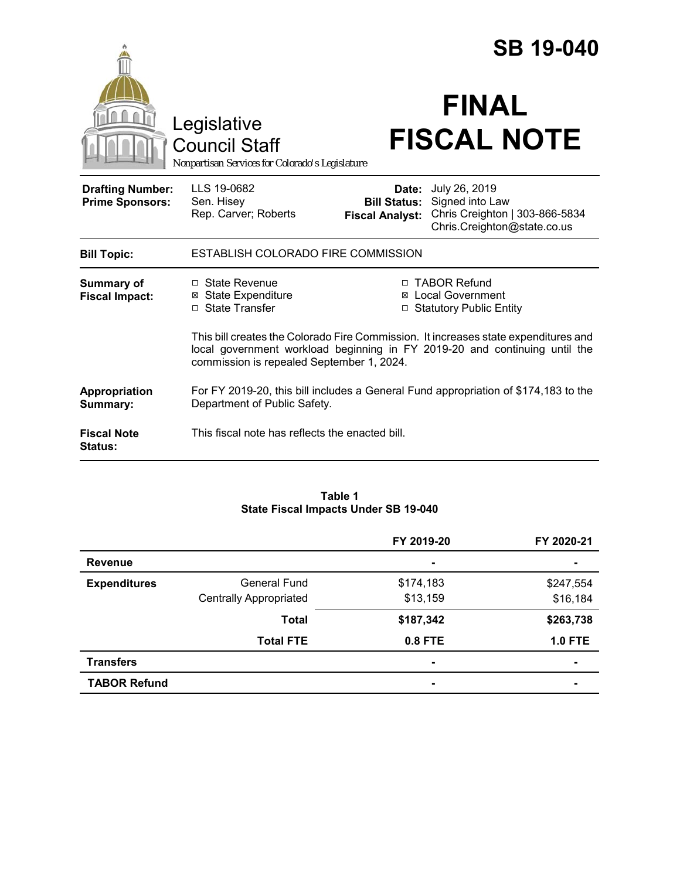# SB 19-040

Legislative Council Staff

*Nonpartisan Services for Colorado's Legislature*

# FINAL FISCAL NOTE

| | | | |
|---|---|---|---|
| **Drafting Number:** | LLS 19-0682 | **Date:** | July 26, 2019 |
| **Prime Sponsors:** | Sen. Hisey | **Bill Status:** | Signed into Law |
| | Rep. Carver; Roberts | **Fiscal Analyst:** | Chris Creighton \| 303-866-5834 |
| | | | Chris.Creighton@state.co.us |

**Bill Topic:** ESTABLISH COLORADO FIRE COMMISSION

**Summary of Fiscal Impact:**

- ☐ State Revenue
- ☒ State Expenditure
- ☐ State Transfer
- ☐ TABOR Refund
- ☒ Local Government
- ☐ Statutory Public Entity

This bill creates the Colorado Fire Commission. It increases state expenditures and local government workload beginning in FY 2019-20 and continuing until the commission is repealed September 1, 2024.

**Appropriation Summary:** For FY 2019-20, this bill includes a General Fund appropriation of $174,183 to the Department of Public Safety.

**Fiscal Note Status:** This fiscal note has reflects the enacted bill.

**Table 1**
**State Fiscal Impacts Under SB 19-040**

| | | FY 2019-20 | FY 2020-21 |
|---|---|---|---|
| **Revenue** | | - | - |
| **Expenditures** | General Fund | $174,183 | $247,554 |
| | Centrally Appropriated | $13,159 | $16,184 |
| | **Total** | **$187,342** | **$263,738** |
| | **Total FTE** | **0.8 FTE** | **1.0 FTE** |
| **Transfers** | | - | - |
| **TABOR Refund** | | - | - |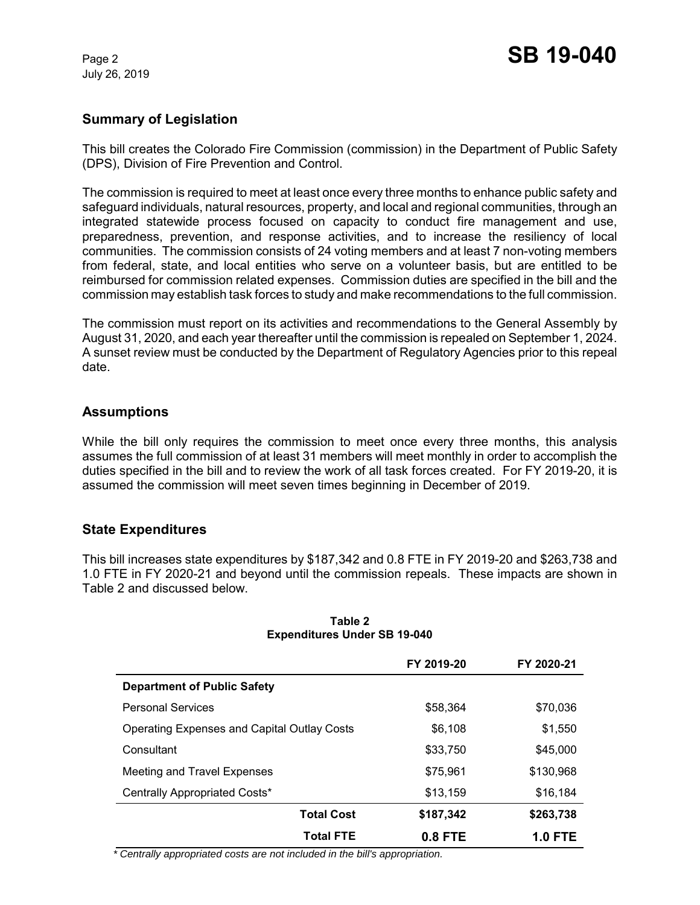## Summary of Legislation

This bill creates the Colorado Fire Commission (commission) in the Department of Public Safety (DPS), Division of Fire Prevention and Control.

The commission is required to meet at least once every three months to enhance public safety and safeguard individuals, natural resources, property, and local and regional communities, through an integrated statewide process focused on capacity to conduct fire management and use, preparedness, prevention, and response activities, and to increase the resiliency of local communities. The commission consists of 24 voting members and at least 7 non-voting members from federal, state, and local entities who serve on a volunteer basis, but are entitled to be reimbursed for commission related expenses. Commission duties are specified in the bill and the commission may establish task forces to study and make recommendations to the full commission.

The commission must report on its activities and recommendations to the General Assembly by August 31, 2020, and each year thereafter until the commission is repealed on September 1, 2024. A sunset review must be conducted by the Department of Regulatory Agencies prior to this repeal date.

## Assumptions

While the bill only requires the commission to meet once every three months, this analysis assumes the full commission of at least 31 members will meet monthly in order to accomplish the duties specified in the bill and to review the work of all task forces created. For FY 2019-20, it is assumed the commission will meet seven times beginning in December of 2019.

## State Expenditures

This bill increases state expenditures by $187,342 and 0.8 FTE in FY 2019-20 and $263,738 and 1.0 FTE in FY 2020-21 and beyond until the commission repeals. These impacts are shown in Table 2 and discussed below.

**Table 2**
**Expenditures Under SB 19-040**

| | FY 2019-20 | FY 2020-21 |
|---|---|---|
| **Department of Public Safety** | | |
| Personal Services | $58,364 | $70,036 |
| Operating Expenses and Capital Outlay Costs | $6,108 | $1,550 |
| Consultant | $33,750 | $45,000 |
| Meeting and Travel Expenses | $75,961 | $130,968 |
| Centrally Appropriated Costs* | $13,159 | $16,184 |
| **Total Cost** | **$187,342** | **$263,738** |
| **Total FTE** | **0.8 FTE** | **1.0 FTE** |

*\* Centrally appropriated costs are not included in the bill's appropriation.*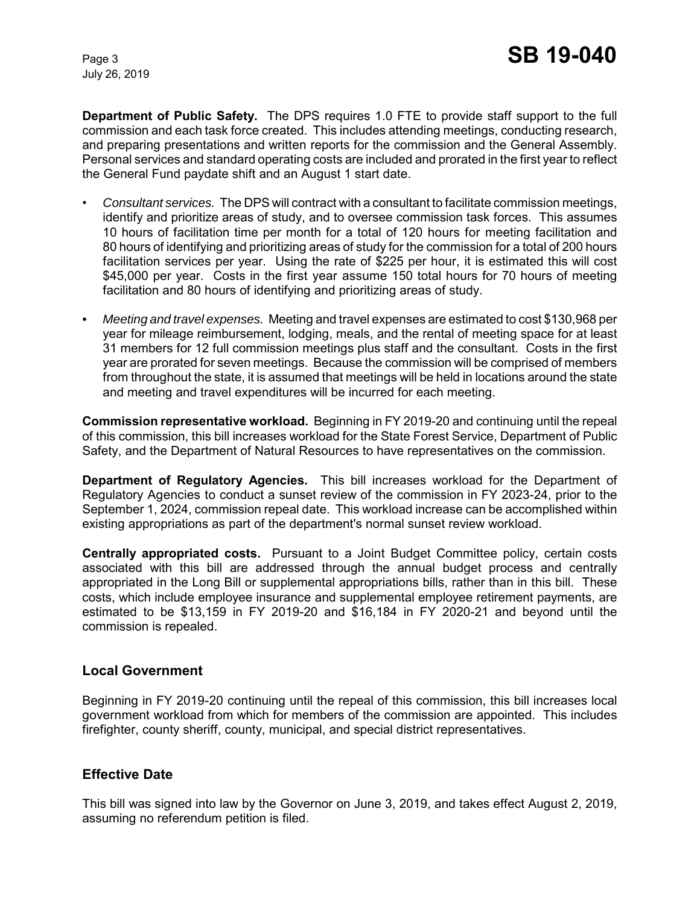**Department of Public Safety.** The DPS requires 1.0 FTE to provide staff support to the full commission and each task force created. This includes attending meetings, conducting research, and preparing presentations and written reports for the commission and the General Assembly. Personal services and standard operating costs are included and prorated in the first year to reflect the General Fund paydate shift and an August 1 start date.

- *Consultant services.* The DPS will contract with a consultant to facilitate commission meetings, identify and prioritize areas of study, and to oversee commission task forces. This assumes 10 hours of facilitation time per month for a total of 120 hours for meeting facilitation and 80 hours of identifying and prioritizing areas of study for the commission for a total of 200 hours facilitation services per year. Using the rate of $225 per hour, it is estimated this will cost $45,000 per year. Costs in the first year assume 150 total hours for 70 hours of meeting facilitation and 80 hours of identifying and prioritizing areas of study.
- *Meeting and travel expenses.* Meeting and travel expenses are estimated to cost $130,968 per year for mileage reimbursement, lodging, meals, and the rental of meeting space for at least 31 members for 12 full commission meetings plus staff and the consultant. Costs in the first year are prorated for seven meetings. Because the commission will be comprised of members from throughout the state, it is assumed that meetings will be held in locations around the state and meeting and travel expenditures will be incurred for each meeting.

**Commission representative workload.** Beginning in FY 2019-20 and continuing until the repeal of this commission, this bill increases workload for the State Forest Service, Department of Public Safety, and the Department of Natural Resources to have representatives on the commission.

**Department of Regulatory Agencies.** This bill increases workload for the Department of Regulatory Agencies to conduct a sunset review of the commission in FY 2023-24, prior to the September 1, 2024, commission repeal date. This workload increase can be accomplished within existing appropriations as part of the department's normal sunset review workload.

**Centrally appropriated costs.** Pursuant to a Joint Budget Committee policy, certain costs associated with this bill are addressed through the annual budget process and centrally appropriated in the Long Bill or supplemental appropriations bills, rather than in this bill. These costs, which include employee insurance and supplemental employee retirement payments, are estimated to be $13,159 in FY 2019-20 and $16,184 in FY 2020-21 and beyond until the commission is repealed.

## Local Government

Beginning in FY 2019-20 continuing until the repeal of this commission, this bill increases local government workload from which for members of the commission are appointed. This includes firefighter, county sheriff, county, municipal, and special district representatives.

## Effective Date

This bill was signed into law by the Governor on June 3, 2019, and takes effect August 2, 2019, assuming no referendum petition is filed.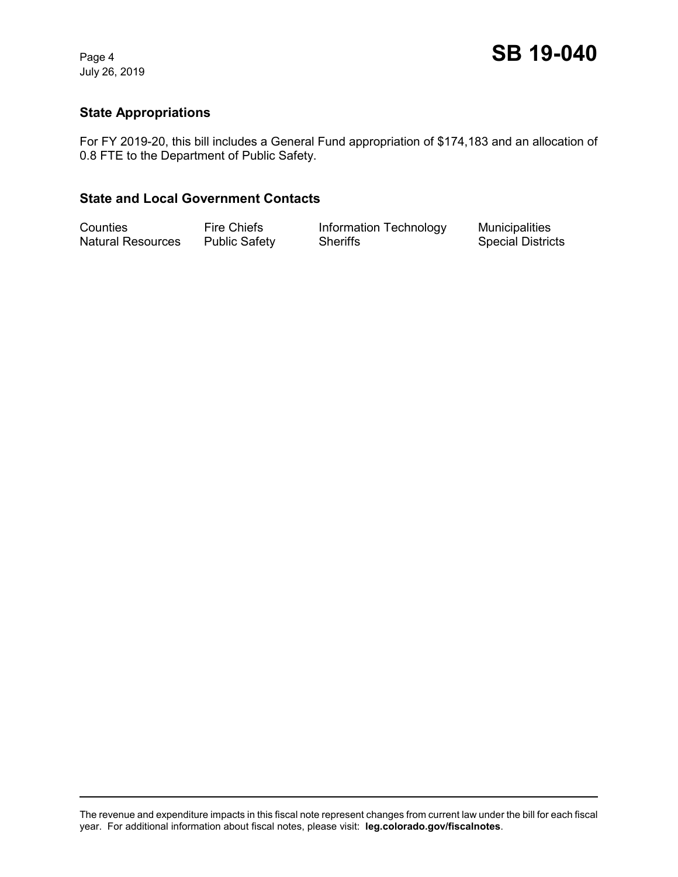## State Appropriations

For FY 2019-20, this bill includes a General Fund appropriation of $174,183 and an allocation of 0.8 FTE to the Department of Public Safety.

## State and Local Government Contacts

| | | | |
|---|---|---|---|
| Counties | Fire Chiefs | Information Technology | Municipalities |
| Natural Resources | Public Safety | Sheriffs | Special Districts |

The revenue and expenditure impacts in this fiscal note represent changes from current law under the bill for each fiscal year. For additional information about fiscal notes, please visit: **leg.colorado.gov/fiscalnotes**.